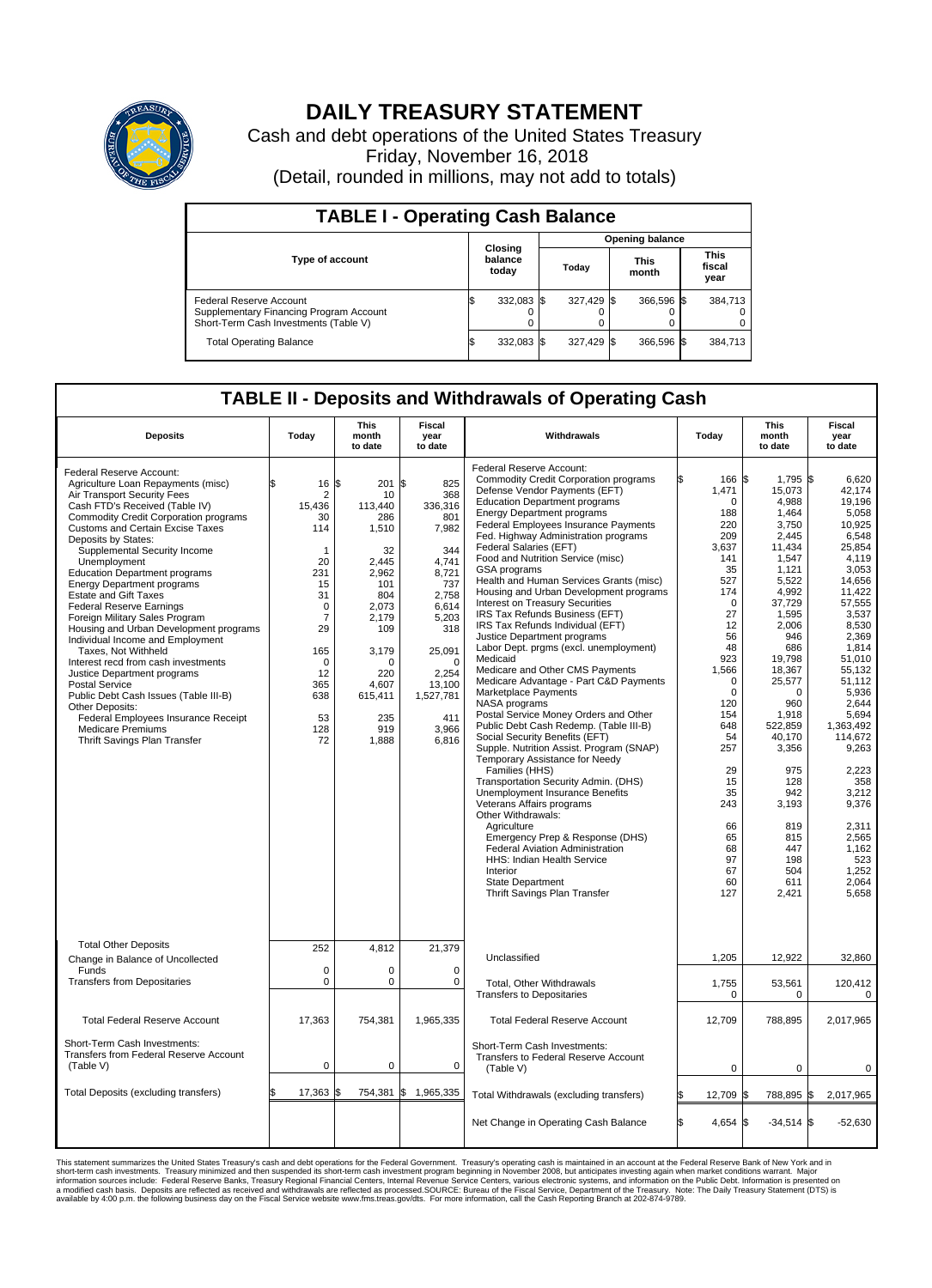# DAILY TREASURY STATEMENT

Cash and debt operations of the United States Treasury

Friday, November 16, 2018

(Detail, rounded in millions, may not add to totals)

## TABLE I - Operating Cash Balance

| Type of account | Closing balance today | Opening balance Today | Opening balance This month | Opening balance This fiscal year |
|---|---|---|---|---|
| Federal Reserve Account | $ 332,083 | $ 327,429 | $ 366,596 | $ 384,713 |
| Supplementary Financing Program Account | 0 | 0 | 0 | 0 |
| Short-Term Cash Investments (Table V) | 0 | 0 | 0 | 0 |
| Total Operating Balance | $ 332,083 | $ 327,429 | $ 366,596 | $ 384,713 |

## TABLE II - Deposits and Withdrawals of Operating Cash

| Deposits | Today | This month to date | Fiscal year to date |
|---|---|---|---|
| Federal Reserve Account: | | | |
| Agriculture Loan Repayments (misc) | $ 16 | $ 201 | $ 825 |
| Air Transport Security Fees | 2 | 10 | 368 |
| Cash FTD's Received (Table IV) | 15,436 | 113,440 | 336,316 |
| Commodity Credit Corporation programs | 30 | 286 | 801 |
| Customs and Certain Excise Taxes | 114 | 1,510 | 7,982 |
| Deposits by States: | | | |
| Supplemental Security Income | 1 | 32 | 344 |
| Unemployment | 20 | 2,445 | 4,741 |
| Education Department programs | 231 | 2,962 | 8,721 |
| Energy Department programs | 15 | 101 | 737 |
| Estate and Gift Taxes | 31 | 804 | 2,758 |
| Federal Reserve Earnings | 0 | 2,073 | 6,614 |
| Foreign Military Sales Program | 7 | 2,179 | 5,203 |
| Housing and Urban Development programs | 29 | 109 | 318 |
| Individual Income and Employment Taxes, Not Withheld | 165 | 3,179 | 25,091 |
| Interest recd from cash investments | 0 | 0 | 0 |
| Justice Department programs | 12 | 220 | 2,254 |
| Postal Service | 365 | 4,607 | 13,100 |
| Public Debt Cash Issues (Table III-B) | 638 | 615,411 | 1,527,781 |
| Other Deposits: | | | |
| Federal Employees Insurance Receipt | 53 | 235 | 411 |
| Medicare Premiums | 128 | 919 | 3,966 |
| Thrift Savings Plan Transfer | 72 | 1,888 | 6,816 |
| Total Other Deposits | 252 | 4,812 | 21,379 |
| Change in Balance of Uncollected Funds | 0 | 0 | 0 |
| Transfers from Depositaries | 0 | 0 | 0 |
| Total Federal Reserve Account | 17,363 | 754,381 | 1,965,335 |
| Short-Term Cash Investments: Transfers from Federal Reserve Account (Table V) | 0 | 0 | 0 |
| Total Deposits (excluding transfers) | $ 17,363 | $ 754,381 | $ 1,965,335 |

| Withdrawals | Today | This month to date | Fiscal year to date |
|---|---|---|---|
| Federal Reserve Account: | | | |
| Commodity Credit Corporation programs | $ 166 | $ 1,795 | $ 6,620 |
| Defense Vendor Payments (EFT) | 1,471 | 15,073 | 42,174 |
| Education Department programs | 0 | 4,988 | 19,196 |
| Energy Department programs | 188 | 1,464 | 5,058 |
| Federal Employees Insurance Payments | 220 | 3,750 | 10,925 |
| Fed. Highway Administration programs | 209 | 2,445 | 6,548 |
| Federal Salaries (EFT) | 3,637 | 11,434 | 25,854 |
| Food and Nutrition Service (misc) | 141 | 1,547 | 4,119 |
| GSA programs | 35 | 1,121 | 3,053 |
| Health and Human Services Grants (misc) | 527 | 5,522 | 14,656 |
| Housing and Urban Development programs | 174 | 4,992 | 11,422 |
| Interest on Treasury Securities | 0 | 37,729 | 57,555 |
| IRS Tax Refunds Business (EFT) | 27 | 1,595 | 3,537 |
| IRS Tax Refunds Individual (EFT) | 12 | 2,006 | 8,530 |
| Justice Department programs | 56 | 946 | 2,369 |
| Labor Dept. prgms (excl. unemployment) | 48 | 686 | 1,814 |
| Medicaid | 923 | 19,798 | 51,010 |
| Medicare and Other CMS Payments | 1,566 | 18,367 | 55,132 |
| Medicare Advantage - Part C&D Payments | 0 | 25,577 | 51,112 |
| Marketplace Payments | 0 | 0 | 5,936 |
| NASA programs | 120 | 960 | 2,644 |
| Postal Service Money Orders and Other | 154 | 1,918 | 5,694 |
| Public Debt Cash Redemp. (Table III-B) | 648 | 522,859 | 1,363,492 |
| Social Security Benefits (EFT) | 54 | 40,170 | 114,672 |
| Supple. Nutrition Assist. Program (SNAP) | 257 | 3,356 | 9,263 |
| Temporary Assistance for Needy Families (HHS) | 29 | 975 | 2,223 |
| Transportation Security Admin. (DHS) | 15 | 128 | 358 |
| Unemployment Insurance Benefits | 35 | 942 | 3,212 |
| Veterans Affairs programs | 243 | 3,193 | 9,376 |
| Other Withdrawals: | | | |
| Agriculture | 66 | 819 | 2,311 |
| Emergency Prep & Response (DHS) | 65 | 815 | 2,565 |
| Federal Aviation Administration | 68 | 447 | 1,162 |
| HHS: Indian Health Service | 97 | 198 | 523 |
| Interior | 67 | 504 | 1,252 |
| State Department | 60 | 611 | 2,064 |
| Thrift Savings Plan Transfer | 127 | 2,421 | 5,658 |
| Unclassified | 1,205 | 12,922 | 32,860 |
| Total, Other Withdrawals | 1,755 | 53,561 | 120,412 |
| Transfers to Depositaries | 0 | 0 | 0 |
| Total Federal Reserve Account | 12,709 | 788,895 | 2,017,965 |
| Short-Term Cash Investments: Transfers to Federal Reserve Account (Table V) | 0 | 0 | 0 |
| Total Withdrawals (excluding transfers) | $ 12,709 | $ 788,895 | $ 2,017,965 |
| Net Change in Operating Cash Balance | $ 4,654 | $ -34,514 | $ -52,630 |

This statement summarizes the United States Treasury's cash and debt operations for the Federal Government. Treasury's operating cash is maintained in an account at the Federal Reserve Bank of New York and in short-term cash investments. Treasury minimized and then suspended its short-term cash investment program beginning in November 2008, but anticipates investing again when market conditions warrant. Major information sources include: Federal Reserve Banks, Treasury Regional Financial Centers, Internal Revenue Service Centers, various electronic systems, and information on the Public Debt. Information is presented on a modified cash basis. Deposits are reflected as received and withdrawals are reflected as processed.SOURCE: Bureau of the Fiscal Service, Department of the Treasury. Note: The Daily Treasury Statement (DTS) is available by 4:00 p.m. the following business day on the Fiscal Service website www.fms.treas.gov/dts. For more information, call the Cash Reporting Branch at 202-874-9789.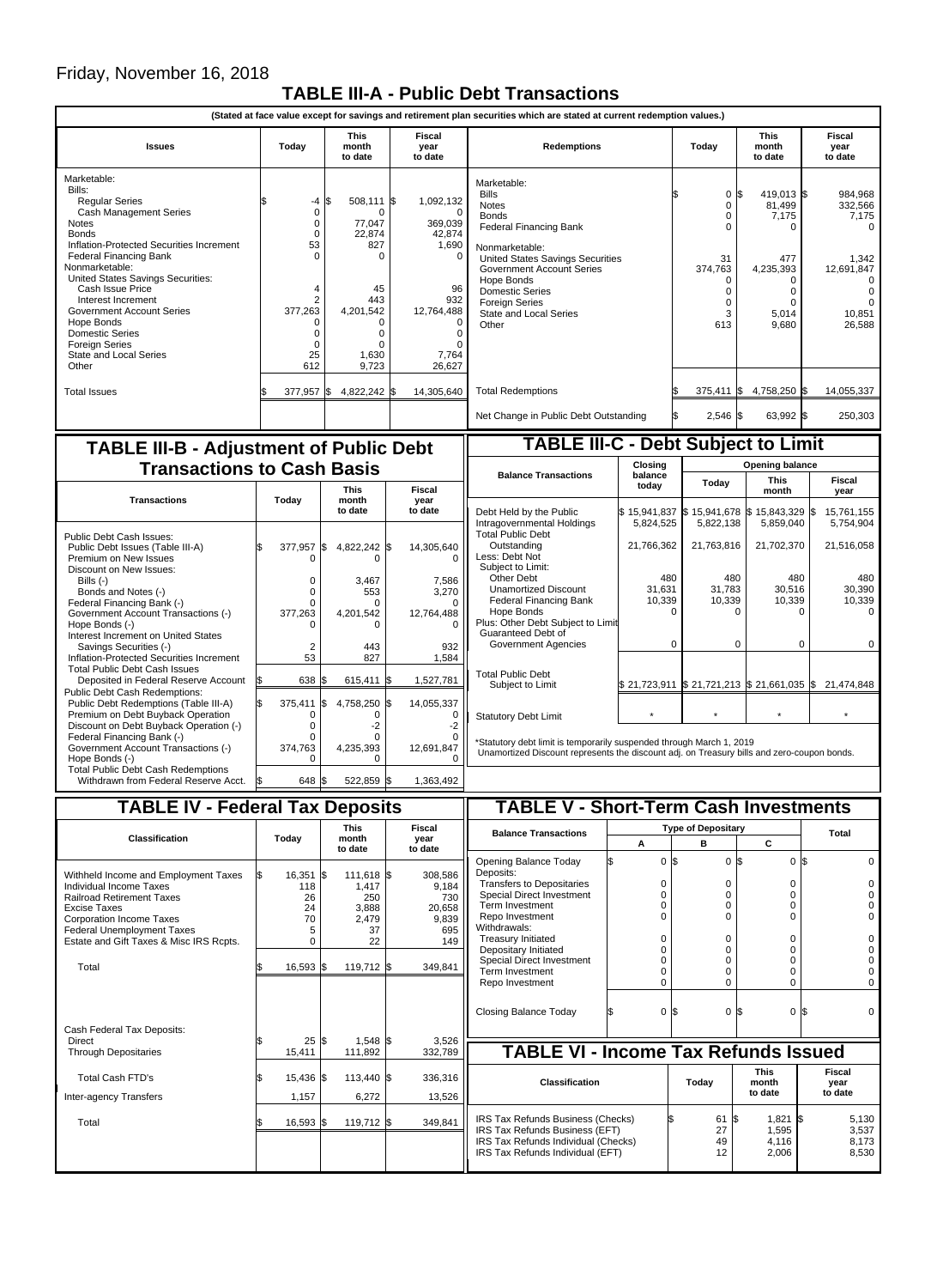Friday, November 16, 2018

# TABLE III-A - Public Debt Transactions

(Stated at face value except for savings and retirement plan securities which are stated at current redemption values.)

| Issues | Today | This month to date | Fiscal year to date |
|---|---|---|---|
| Marketable: | | | |
| Bills: | | | |
| Regular Series | $ -4 | $ 508,111 | $ 1,092,132 |
| Cash Management Series | 0 | 0 | 0 |
| Notes | 0 | 77,047 | 369,039 |
| Bonds | 0 | 22,874 | 42,874 |
| Inflation-Protected Securities Increment | 53 | 827 | 1,690 |
| Federal Financing Bank | 0 | 0 | 0 |
| Nonmarketable: | | | |
| United States Savings Securities: | | | |
| Cash Issue Price | 4 | 45 | 96 |
| Interest Increment | 2 | 443 | 932 |
| Government Account Series | 377,263 | 4,201,542 | 12,764,488 |
| Hope Bonds | 0 | 0 | 0 |
| Domestic Series | 0 | 0 | 0 |
| Foreign Series | 0 | 0 | 0 |
| State and Local Series | 25 | 1,630 | 7,764 |
| Other | 612 | 9,723 | 26,627 |
| Total Issues | $ 377,957 | $ 4,822,242 | $ 14,305,640 |

| Redemptions | Today | This month to date | Fiscal year to date |
|---|---|---|---|
| Marketable: | | | |
| Bills | $ 0 | $ 419,013 | $ 984,968 |
| Notes | 0 | 81,499 | 332,566 |
| Bonds | 0 | 7,175 | 7,175 |
| Federal Financing Bank | 0 | 0 | 0 |
| Nonmarketable: | | | |
| United States Savings Securities | 31 | 477 | 1,342 |
| Government Account Series | 374,763 | 4,235,393 | 12,691,847 |
| Hope Bonds | 0 | 0 | 0 |
| Domestic Series | 0 | 0 | 0 |
| Foreign Series | 0 | 0 | 0 |
| State and Local Series | 3 | 5,014 | 10,851 |
| Other | 613 | 9,680 | 26,588 |
| Total Redemptions | $ 375,411 | $ 4,758,250 | $ 14,055,337 |
| Net Change in Public Debt Outstanding | $ 2,546 | $ 63,992 | $ 250,303 |

# TABLE III-B - Adjustment of Public Debt Transactions to Cash Basis

| Transactions | Today | This month to date | Fiscal year to date |
|---|---|---|---|
| Public Debt Cash Issues: | | | |
| Public Debt Issues (Table III-A) | $ 377,957 | $ 4,822,242 | $ 14,305,640 |
| Premium on New Issues | 0 | 0 | 0 |
| Discount on New Issues: | | | |
| Bills (-) | 0 | 3,467 | 7,586 |
| Bonds and Notes (-) | 0 | 553 | 3,270 |
| Federal Financing Bank (-) | 0 | 0 | 0 |
| Government Account Transactions (-) | 377,263 | 4,201,542 | 12,764,488 |
| Hope Bonds (-) | 0 | 0 | 0 |
| Interest Increment on United States Savings Securities (-) | 2 | 443 | 932 |
| Inflation-Protected Securities Increment | 53 | 827 | 1,584 |
| Total Public Debt Cash Issues Deposited in Federal Reserve Account | $ 638 | $ 615,411 | $ 1,527,781 |
| Public Debt Cash Redemptions: | | | |
| Public Debt Redemptions (Table III-A) | $ 375,411 | $ 4,758,250 | $ 14,055,337 |
| Premium on Debt Buyback Operation | 0 | 0 | 0 |
| Discount on Debt Buyback Operation (-) | 0 | -2 | -2 |
| Federal Financing Bank (-) | 0 | 0 | 0 |
| Government Account Transactions (-) | 374,763 | 4,235,393 | 12,691,847 |
| Hope Bonds (-) | 0 | 0 | 0 |
| Total Public Debt Cash Redemptions Withdrawn from Federal Reserve Acct. | $ 648 | $ 522,859 | $ 1,363,492 |

# TABLE III-C - Debt Subject to Limit

| Balance Transactions | Closing balance today | Opening balance Today | Opening balance This month | Opening balance Fiscal year |
|---|---|---|---|---|
| Debt Held by the Public | $ 15,941,837 | $ 15,941,678 | $ 15,843,329 | $ 15,761,155 |
| Intragovernmental Holdings | 5,824,525 | 5,822,138 | 5,859,040 | 5,754,904 |
| Total Public Debt Outstanding | 21,766,362 | 21,763,816 | 21,702,370 | 21,516,058 |
| Less: Debt Not Subject to Limit: | | | | |
| Other Debt | 480 | 480 | 480 | 480 |
| Unamortized Discount | 31,631 | 31,783 | 30,516 | 30,390 |
| Federal Financing Bank | 10,339 | 10,339 | 10,339 | 10,339 |
| Hope Bonds | 0 | 0 | 0 | 0 |
| Plus: Other Debt Subject to Limit | | | | |
| Guaranteed Debt of Government Agencies | 0 | 0 | 0 | 0 |
| Total Public Debt Subject to Limit | $ 21,723,911 | $ 21,721,213 | $ 21,661,035 | $ 21,474,848 |
| Statutory Debt Limit | * | * | * | * |

*Statutory debt limit is temporarily suspended through March 1, 2019
Unamortized Discount represents the discount adj. on Treasury bills and zero-coupon bonds.

# TABLE IV - Federal Tax Deposits

| Classification | Today | This month to date | Fiscal year to date |
|---|---|---|---|
| Withheld Income and Employment Taxes | $ 16,351 | $ 111,618 | $ 308,586 |
| Individual Income Taxes | 118 | 1,417 | 9,184 |
| Railroad Retirement Taxes | 26 | 250 | 730 |
| Excise Taxes | 24 | 3,888 | 20,658 |
| Corporation Income Taxes | 70 | 2,479 | 9,839 |
| Federal Unemployment Taxes | 5 | 37 | 695 |
| Estate and Gift Taxes & Misc IRS Rcpts. | 0 | 22 | 149 |
| Total | $ 16,593 | $ 119,712 | $ 349,841 |
| Cash Federal Tax Deposits: | | | |
| Direct | $ 25 | $ 1,548 | $ 3,526 |
| Through Depositaries | 15,411 | 111,892 | 332,789 |
| Total Cash FTD's | $ 15,436 | $ 113,440 | $ 336,316 |
| Inter-agency Transfers | 1,157 | 6,272 | 13,526 |
| Total | $ 16,593 | $ 119,712 | $ 349,841 |

# TABLE V - Short-Term Cash Investments

| Balance Transactions | Type of Depositary A | Type of Depositary B | Type of Depositary C | Total |
|---|---|---|---|---|
| Opening Balance Today | $ 0 | $ 0 | $ 0 | $ 0 |
| Deposits: | | | | |
| Transfers to Depositaries | 0 | 0 | 0 | 0 |
| Special Direct Investment | 0 | 0 | 0 | 0 |
| Term Investment | 0 | 0 | 0 | 0 |
| Repo Investment | 0 | 0 | 0 | 0 |
| Withdrawals: | | | | |
| Treasury Initiated | 0 | 0 | 0 | 0 |
| Depositary Initiated | 0 | 0 | 0 | 0 |
| Special Direct Investment | 0 | 0 | 0 | 0 |
| Term Investment | 0 | 0 | 0 | 0 |
| Repo Investment | 0 | 0 | 0 | 0 |
| Closing Balance Today | $ 0 | $ 0 | $ 0 | $ 0 |

# TABLE VI - Income Tax Refunds Issued

| Classification | Today | This month to date | Fiscal year to date |
|---|---|---|---|
| IRS Tax Refunds Business (Checks) | $ 61 | $ 1,821 | $ 5,130 |
| IRS Tax Refunds Business (EFT) | 27 | 1,595 | 3,537 |
| IRS Tax Refunds Individual (Checks) | 49 | 4,116 | 8,173 |
| IRS Tax Refunds Individual (EFT) | 12 | 2,006 | 8,530 |